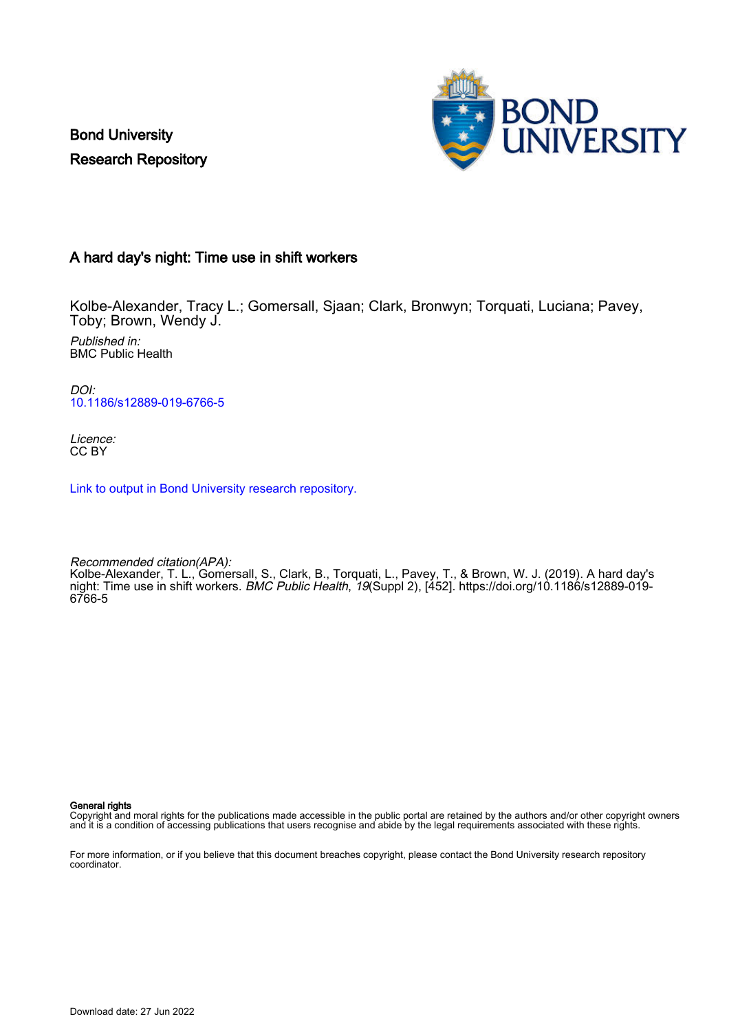Bond University
Research Repository

# A hard day's night: Time use in shift workers

Kolbe-Alexander, Tracy L.; Gomersall, Sjaan; Clark, Bronwyn; Torquati, Luciana; Pavey, Toby; Brown, Wendy J.

*Published in:*
BMC Public Health

*DOI:*
10.1186/s12889-019-6766-5

*Licence:*
CC BY

Link to output in Bond University research repository.

*Recommended citation(APA):*
Kolbe-Alexander, T. L., Gomersall, S., Clark, B., Torquati, L., Pavey, T., & Brown, W. J. (2019). A hard day's night: Time use in shift workers. *BMC Public Health*, *19*(Suppl 2), [452]. https://doi.org/10.1186/s12889-019-6766-5

**General rights**
Copyright and moral rights for the publications made accessible in the public portal are retained by the authors and/or other copyright owners and it is a condition of accessing publications that users recognise and abide by the legal requirements associated with these rights.

For more information, or if you believe that this document breaches copyright, please contact the Bond University research repository coordinator.

Download date: 27 Jun 2022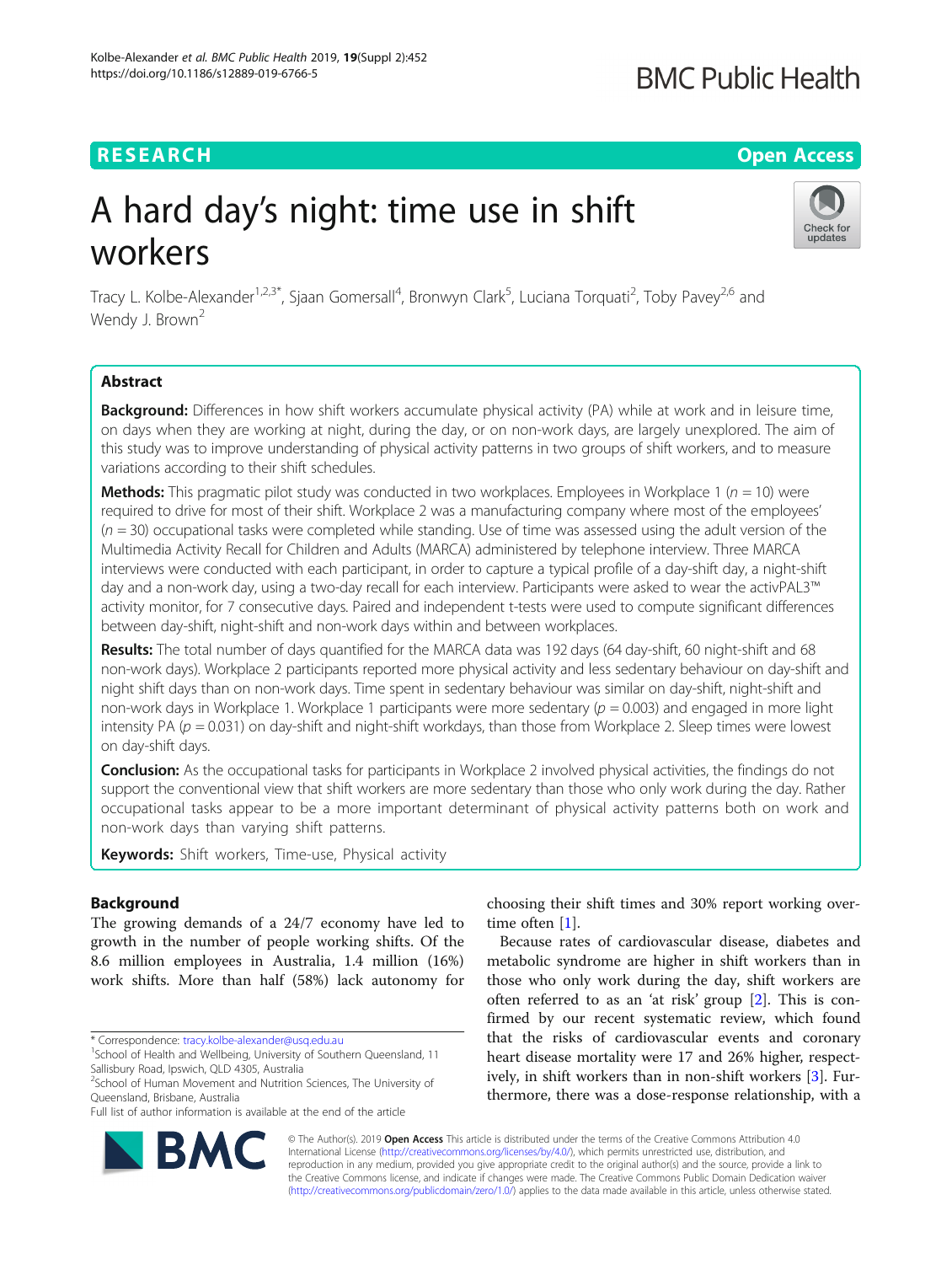# A hard day's night: time use in shift workers

Tracy L. Kolbe-Alexander[1,2,3*], Sjaan Gomersall[4], Bronwyn Clark[5], Luciana Torquati[2], Toby Pavey[2,6] and Wendy J. Brown[2]

## Abstract

**Background:** Differences in how shift workers accumulate physical activity (PA) while at work and in leisure time, on days when they are working at night, during the day, or on non-work days, are largely unexplored. The aim of this study was to improve understanding of physical activity patterns in two groups of shift workers, and to measure variations according to their shift schedules.

**Methods:** This pragmatic pilot study was conducted in two workplaces. Employees in Workplace 1 ($n = 10$) were required to drive for most of their shift. Workplace 2 was a manufacturing company where most of the employees' ($n = 30$) occupational tasks were completed while standing. Use of time was assessed using the adult version of the Multimedia Activity Recall for Children and Adults (MARCA) administered by telephone interview. Three MARCA interviews were conducted with each participant, in order to capture a typical profile of a day-shift day, a night-shift day and a non-work day, using a two-day recall for each interview. Participants were asked to wear the activPAL3™ activity monitor, for 7 consecutive days. Paired and independent t-tests were used to compute significant differences between day-shift, night-shift and non-work days within and between workplaces.

**Results:** The total number of days quantified for the MARCA data was 192 days (64 day-shift, 60 night-shift and 68 non-work days). Workplace 2 participants reported more physical activity and less sedentary behaviour on day-shift and night shift days than on non-work days. Time spent in sedentary behaviour was similar on day-shift, night-shift and non-work days in Workplace 1. Workplace 1 participants were more sedentary ($p = 0.003$) and engaged in more light intensity PA ($p = 0.031$) on day-shift and night-shift workdays, than those from Workplace 2. Sleep times were lowest on day-shift days.

**Conclusion:** As the occupational tasks for participants in Workplace 2 involved physical activities, the findings do not support the conventional view that shift workers are more sedentary than those who only work during the day. Rather occupational tasks appear to be a more important determinant of physical activity patterns both on work and non-work days than varying shift patterns.

**Keywords:** Shift workers, Time-use, Physical activity

## Background

The growing demands of a 24/7 economy have led to growth in the number of people working shifts. Of the 8.6 million employees in Australia, 1.4 million (16%) work shifts. More than half (58%) lack autonomy for choosing their shift times and 30% report working overtime often [1].

Because rates of cardiovascular disease, diabetes and metabolic syndrome are higher in shift workers than in those who only work during the day, shift workers are often referred to as an 'at risk' group [2]. This is confirmed by our recent systematic review, which found that the risks of cardiovascular events and coronary heart disease mortality were 17 and 26% higher, respectively, in shift workers than in non-shift workers [3]. Furthermore, there was a dose-response relationship, with a

* Correspondence: tracy.kolbe-alexander@usq.edu.au

[1] School of Health and Wellbeing, University of Southern Queensland, 11 Sallisbury Road, Ipswich, QLD 4305, Australia

[2] School of Human Movement and Nutrition Sciences, The University of Queensland, Brisbane, Australia

Full list of author information is available at the end of the article

© The Author(s). 2019 **Open Access** This article is distributed under the terms of the Creative Commons Attribution 4.0 International License (http://creativecommons.org/licenses/by/4.0/), which permits unrestricted use, distribution, and reproduction in any medium, provided you give appropriate credit to the original author(s) and the source, provide a link to the Creative Commons license, and indicate if changes were made. The Creative Commons Public Domain Dedication waiver (http://creativecommons.org/publicdomain/zero/1.0/) applies to the data made available in this article, unless otherwise stated.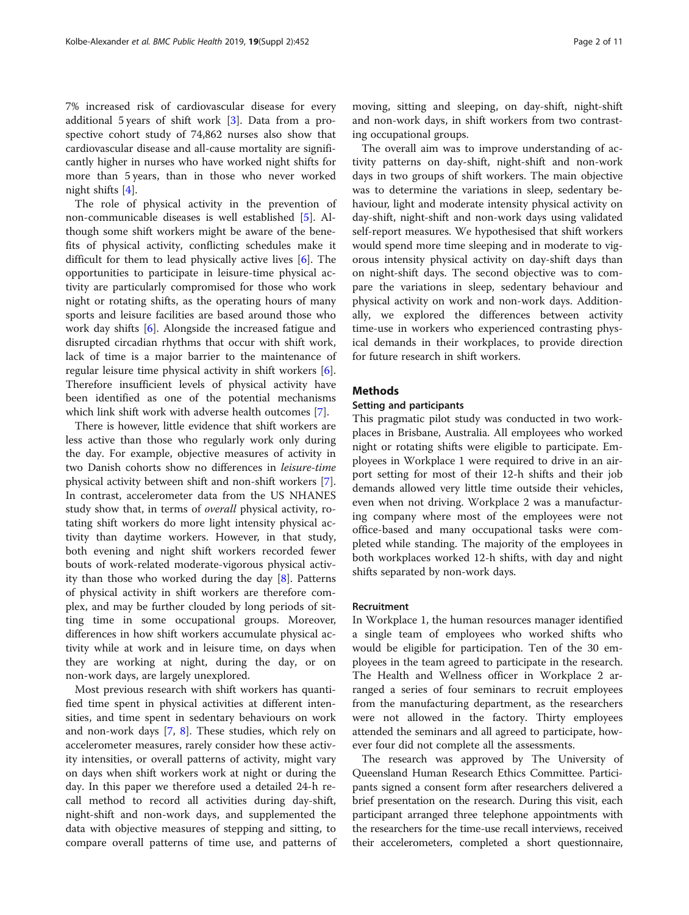7% increased risk of cardiovascular disease for every additional 5 years of shift work [3]. Data from a prospective cohort study of 74,862 nurses also show that cardiovascular disease and all-cause mortality are significantly higher in nurses who have worked night shifts for more than 5 years, than in those who never worked night shifts [4].

The role of physical activity in the prevention of non-communicable diseases is well established [5]. Although some shift workers might be aware of the benefits of physical activity, conflicting schedules make it difficult for them to lead physically active lives [6]. The opportunities to participate in leisure-time physical activity are particularly compromised for those who work night or rotating shifts, as the operating hours of many sports and leisure facilities are based around those who work day shifts [6]. Alongside the increased fatigue and disrupted circadian rhythms that occur with shift work, lack of time is a major barrier to the maintenance of regular leisure time physical activity in shift workers [6]. Therefore insufficient levels of physical activity have been identified as one of the potential mechanisms which link shift work with adverse health outcomes [7].

There is however, little evidence that shift workers are less active than those who regularly work only during the day. For example, objective measures of activity in two Danish cohorts show no differences in *leisure-time* physical activity between shift and non-shift workers [7]. In contrast, accelerometer data from the US NHANES study show that, in terms of *overall* physical activity, rotating shift workers do more light intensity physical activity than daytime workers. However, in that study, both evening and night shift workers recorded fewer bouts of work-related moderate-vigorous physical activity than those who worked during the day [8]. Patterns of physical activity in shift workers are therefore complex, and may be further clouded by long periods of sitting time in some occupational groups. Moreover, differences in how shift workers accumulate physical activity while at work and in leisure time, on days when they are working at night, during the day, or on non-work days, are largely unexplored.

Most previous research with shift workers has quantified time spent in physical activities at different intensities, and time spent in sedentary behaviours on work and non-work days [7, 8]. These studies, which rely on accelerometer measures, rarely consider how these activity intensities, or overall patterns of activity, might vary on days when shift workers work at night or during the day. In this paper we therefore used a detailed 24-h recall method to record all activities during day-shift, night-shift and non-work days, and supplemented the data with objective measures of stepping and sitting, to compare overall patterns of time use, and patterns of moving, sitting and sleeping, on day-shift, night-shift and non-work days, in shift workers from two contrasting occupational groups.

The overall aim was to improve understanding of activity patterns on day-shift, night-shift and non-work days in two groups of shift workers. The main objective was to determine the variations in sleep, sedentary behaviour, light and moderate intensity physical activity on day-shift, night-shift and non-work days using validated self-report measures. We hypothesised that shift workers would spend more time sleeping and in moderate to vigorous intensity physical activity on day-shift days than on night-shift days. The second objective was to compare the variations in sleep, sedentary behaviour and physical activity on work and non-work days. Additionally, we explored the differences between activity time-use in workers who experienced contrasting physical demands in their workplaces, to provide direction for future research in shift workers.

## Methods

### Setting and participants

This pragmatic pilot study was conducted in two workplaces in Brisbane, Australia. All employees who worked night or rotating shifts were eligible to participate. Employees in Workplace 1 were required to drive in an airport setting for most of their 12-h shifts and their job demands allowed very little time outside their vehicles, even when not driving. Workplace 2 was a manufacturing company where most of the employees were not office-based and many occupational tasks were completed while standing. The majority of the employees in both workplaces worked 12-h shifts, with day and night shifts separated by non-work days.

### Recruitment

In Workplace 1, the human resources manager identified a single team of employees who worked shifts who would be eligible for participation. Ten of the 30 employees in the team agreed to participate in the research. The Health and Wellness officer in Workplace 2 arranged a series of four seminars to recruit employees from the manufacturing department, as the researchers were not allowed in the factory. Thirty employees attended the seminars and all agreed to participate, however four did not complete all the assessments.

The research was approved by The University of Queensland Human Research Ethics Committee. Participants signed a consent form after researchers delivered a brief presentation on the research. During this visit, each participant arranged three telephone appointments with the researchers for the time-use recall interviews, received their accelerometers, completed a short questionnaire,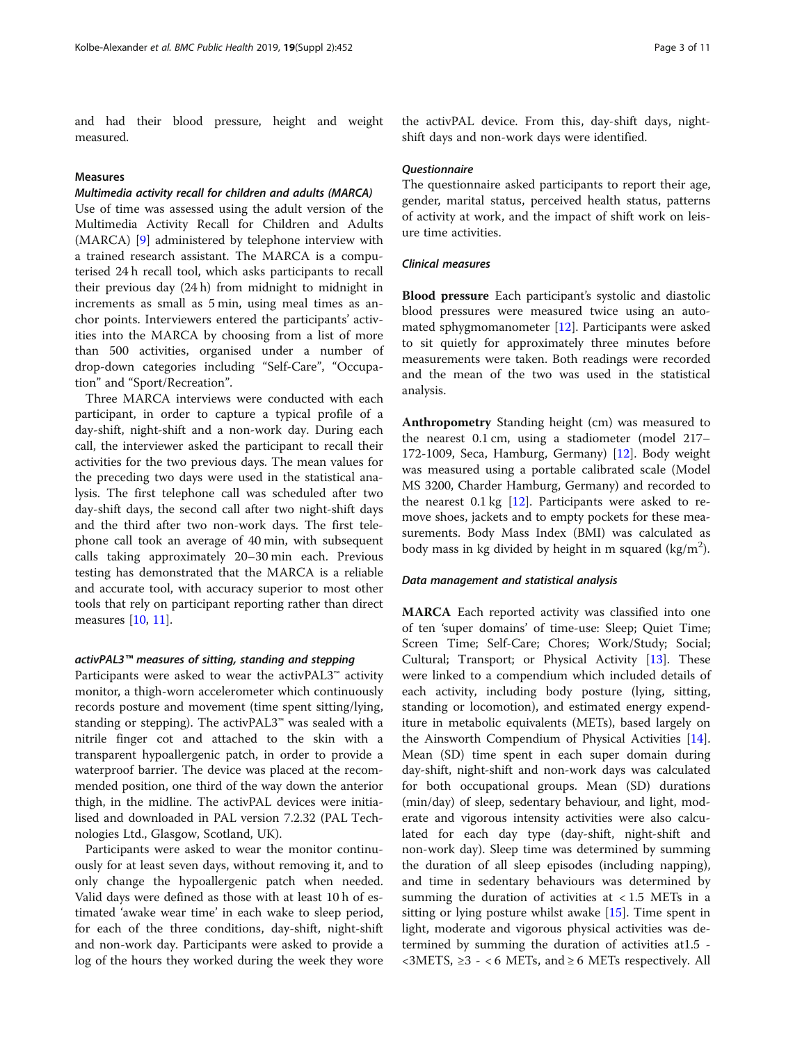and had their blood pressure, height and weight measured.

### Measures

#### *Multimedia activity recall for children and adults (MARCA)*

Use of time was assessed using the adult version of the Multimedia Activity Recall for Children and Adults (MARCA) [9] administered by telephone interview with a trained research assistant. The MARCA is a computerised 24 h recall tool, which asks participants to recall their previous day (24 h) from midnight to midnight in increments as small as 5 min, using meal times as anchor points. Interviewers entered the participants' activities into the MARCA by choosing from a list of more than 500 activities, organised under a number of drop-down categories including "Self-Care", "Occupation" and "Sport/Recreation".

Three MARCA interviews were conducted with each participant, in order to capture a typical profile of a day-shift, night-shift and a non-work day. During each call, the interviewer asked the participant to recall their activities for the two previous days. The mean values for the preceding two days were used in the statistical analysis. The first telephone call was scheduled after two day-shift days, the second call after two night-shift days and the third after two non-work days. The first telephone call took an average of 40 min, with subsequent calls taking approximately 20–30 min each. Previous testing has demonstrated that the MARCA is a reliable and accurate tool, with accuracy superior to most other tools that rely on participant reporting rather than direct measures [10, 11].

#### *activPAL3™ measures of sitting, standing and stepping*

Participants were asked to wear the activPAL3™ activity monitor, a thigh-worn accelerometer which continuously records posture and movement (time spent sitting/lying, standing or stepping). The activPAL3™ was sealed with a nitrile finger cot and attached to the skin with a transparent hypoallergenic patch, in order to provide a waterproof barrier. The device was placed at the recommended position, one third of the way down the anterior thigh, in the midline. The activPAL devices were initialised and downloaded in PAL version 7.2.32 (PAL Technologies Ltd., Glasgow, Scotland, UK).

Participants were asked to wear the monitor continuously for at least seven days, without removing it, and to only change the hypoallergenic patch when needed. Valid days were defined as those with at least 10 h of estimated 'awake wear time' in each wake to sleep period, for each of the three conditions, day-shift, night-shift and non-work day. Participants were asked to provide a log of the hours they worked during the week they wore the activPAL device. From this, day-shift days, night-shift days and non-work days were identified.

#### *Questionnaire*

The questionnaire asked participants to report their age, gender, marital status, perceived health status, patterns of activity at work, and the impact of shift work on leisure time activities.

#### *Clinical measures*

**Blood pressure** Each participant's systolic and diastolic blood pressures were measured twice using an automated sphygmomanometer [12]. Participants were asked to sit quietly for approximately three minutes before measurements were taken. Both readings were recorded and the mean of the two was used in the statistical analysis.

**Anthropometry** Standing height (cm) was measured to the nearest 0.1 cm, using a stadiometer (model 217–172-1009, Seca, Hamburg, Germany) [12]. Body weight was measured using a portable calibrated scale (Model MS 3200, Charder Hamburg, Germany) and recorded to the nearest 0.1 kg [12]. Participants were asked to remove shoes, jackets and to empty pockets for these measurements. Body Mass Index (BMI) was calculated as body mass in kg divided by height in m squared (kg/m$^2$).

#### *Data management and statistical analysis*

**MARCA** Each reported activity was classified into one of ten 'super domains' of time-use: Sleep; Quiet Time; Screen Time; Self-Care; Chores; Work/Study; Social; Cultural; Transport; or Physical Activity [13]. These were linked to a compendium which included details of each activity, including body posture (lying, sitting, standing or locomotion), and estimated energy expenditure in metabolic equivalents (METs), based largely on the Ainsworth Compendium of Physical Activities [14]. Mean (SD) time spent in each super domain during day-shift, night-shift and non-work days was calculated for both occupational groups. Mean (SD) durations (min/day) of sleep, sedentary behaviour, and light, moderate and vigorous intensity activities were also calculated for each day type (day-shift, night-shift and non-work day). Sleep time was determined by summing the duration of all sleep episodes (including napping), and time in sedentary behaviours was determined by summing the duration of activities at < 1.5 METs in a sitting or lying posture whilst awake [15]. Time spent in light, moderate and vigorous physical activities was determined by summing the duration of activities at1.5 - <3METS, ≥3 - < 6 METs, and ≥ 6 METs respectively. All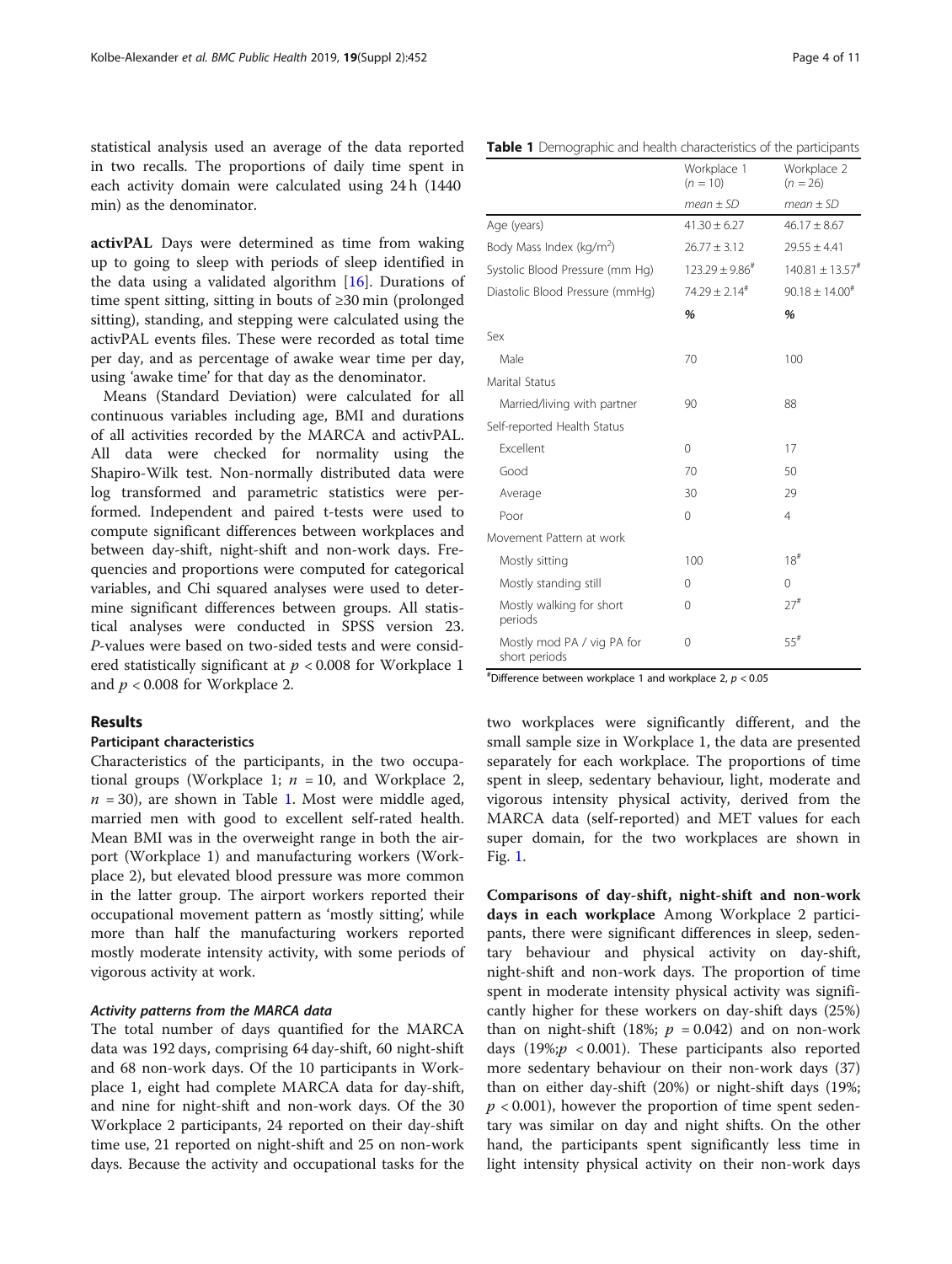statistical analysis used an average of the data reported in two recalls. The proportions of daily time spent in each activity domain were calculated using 24 h (1440 min) as the denominator.

**activPAL** Days were determined as time from waking up to going to sleep with periods of sleep identified in the data using a validated algorithm [16]. Durations of time spent sitting, sitting in bouts of ≥30 min (prolonged sitting), standing, and stepping were calculated using the activPAL events files. These were recorded as total time per day, and as percentage of awake wear time per day, using 'awake time' for that day as the denominator.

Means (Standard Deviation) were calculated for all continuous variables including age, BMI and durations of all activities recorded by the MARCA and activPAL. All data were checked for normality using the Shapiro-Wilk test. Non-normally distributed data were log transformed and parametric statistics were performed. Independent and paired t-tests were used to compute significant differences between workplaces and between day-shift, night-shift and non-work days. Frequencies and proportions were computed for categorical variables, and Chi squared analyses were used to determine significant differences between groups. All statistical analyses were conducted in SPSS version 23. P-values were based on two-sided tests and were considered statistically significant at $p < 0.008$ for Workplace 1 and $p < 0.008$ for Workplace 2.

## Results

### Participant characteristics

Characteristics of the participants, in the two occupational groups (Workplace 1; $n = 10$, and Workplace 2, $n = 30$), are shown in Table 1. Most were middle aged, married men with good to excellent self-rated health. Mean BMI was in the overweight range in both the airport (Workplace 1) and manufacturing workers (Workplace 2), but elevated blood pressure was more common in the latter group. The airport workers reported their occupational movement pattern as 'mostly sitting', while more than half the manufacturing workers reported mostly moderate intensity activity, with some periods of vigorous activity at work.

#### *Activity patterns from the MARCA data*

The total number of days quantified for the MARCA data was 192 days, comprising 64 day-shift, 60 night-shift and 68 non-work days. Of the 10 participants in Workplace 1, eight had complete MARCA data for day-shift, and nine for night-shift and non-work days. Of the 30 Workplace 2 participants, 24 reported on their day-shift time use, 21 reported on night-shift and 25 on non-work days. Because the activity and occupational tasks for the two workplaces were significantly different, and the small sample size in Workplace 1, the data are presented separately for each workplace. The proportions of time spent in sleep, sedentary behaviour, light, moderate and vigorous intensity physical activity, derived from the MARCA data (self-reported) and MET values for each super domain, for the two workplaces are shown in Fig. 1.

**Table 1** Demographic and health characteristics of the participants

| | Workplace 1 ($n = 10$) | Workplace 2 ($n = 26$) |
|---|---|---|
| | *mean ± SD* | *mean ± SD* |
| Age (years) | 41.30 ± 6.27 | 46.17 ± 8.67 |
| Body Mass Index (kg/m$^2$) | 26.77 ± 3.12 | 29.55 ± 4.41 |
| Systolic Blood Pressure (mm Hg) | 123.29 ± 9.86[#] | 140.81 ± 13.57[#] |
| Diastolic Blood Pressure (mmHg) | 74.29 ± 2.14[#] | 90.18 ± 14.00[#] |
| | **%** | **%** |
| Sex | | |
| Male | 70 | 100 |
| Marital Status | | |
| Married/living with partner | 90 | 88 |
| Self-reported Health Status | | |
| Excellent | 0 | 17 |
| Good | 70 | 50 |
| Average | 30 | 29 |
| Poor | 0 | 4 |
| Movement Pattern at work | | |
| Mostly sitting | 100 | 18[#] |
| Mostly standing still | 0 | 0 |
| Mostly walking for short periods | 0 | 27[#] |
| Mostly mod PA / vig PA for short periods | 0 | 55[#] |

[#]Difference between workplace 1 and workplace 2, $p < 0.05$

**Comparisons of day-shift, night-shift and non-work days in each workplace** Among Workplace 2 participants, there were significant differences in sleep, sedentary behaviour and physical activity on day-shift, night-shift and non-work days. The proportion of time spent in moderate intensity physical activity was significantly higher for these workers on day-shift days (25%) than on night-shift (18%; $p = 0.042$) and on non-work days (19%; $p < 0.001$). These participants also reported more sedentary behaviour on their non-work days (37) than on either day-shift (20%) or night-shift days (19%; $p < 0.001$), however the proportion of time spent sedentary was similar on day and night shifts. On the other hand, the participants spent significantly less time in light intensity physical activity on their non-work days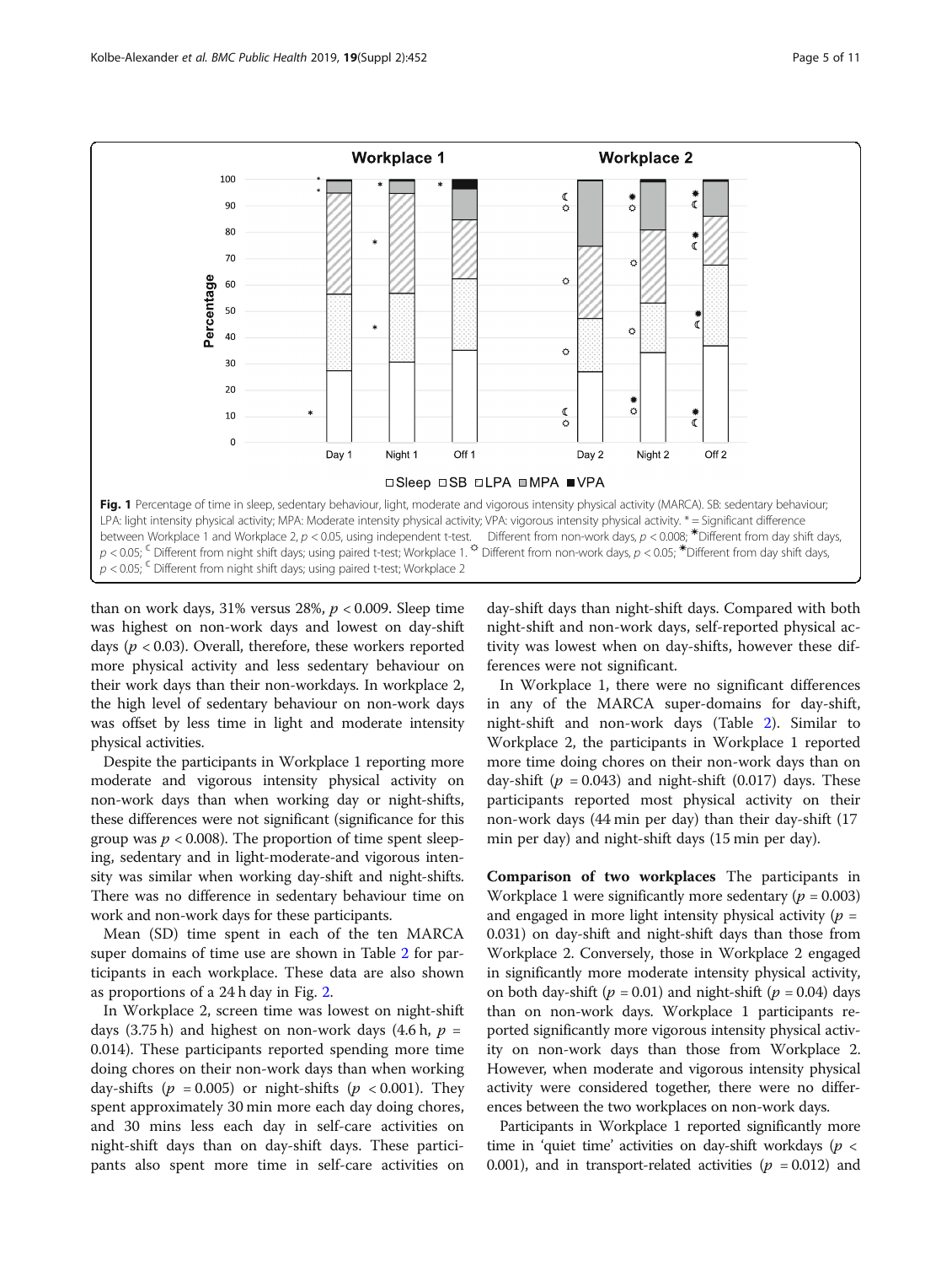Fig. 1 Percentage of time in sleep, sedentary behaviour, light, moderate and vigorous intensity physical activity (MARCA). SB: sedentary behaviour; LPA: light intensity physical activity; MPA: Moderate intensity physical activity; VPA: vigorous intensity physical activity. * = Significant difference between Workplace 1 and Workplace 2, $p < 0.05$, using independent t-test. Different from non-work days, $p < 0.008$; ✱Different from day shift days, $p < 0.05$; ☾ Different from night shift days; using paired t-test; Workplace 1. ☼ Different from non-work days, $p < 0.05$; ✱Different from day shift days, $p < 0.05$; ☾ Different from night shift days; using paired t-test; Workplace 2

than on work days, 31% versus 28%, $p < 0.009$. Sleep time was highest on non-work days and lowest on day-shift days ($p < 0.03$). Overall, therefore, these workers reported more physical activity and less sedentary behaviour on their work days than their non-workdays. In workplace 2, the high level of sedentary behaviour on non-work days was offset by less time in light and moderate intensity physical activities.

Despite the participants in Workplace 1 reporting more moderate and vigorous intensity physical activity on non-work days than when working day or night-shifts, these differences were not significant (significance for this group was $p < 0.008$). The proportion of time spent sleeping, sedentary and in light-moderate-and vigorous intensity was similar when working day-shift and night-shifts. There was no difference in sedentary behaviour time on work and non-work days for these participants.

Mean (SD) time spent in each of the ten MARCA super domains of time use are shown in Table 2 for participants in each workplace. These data are also shown as proportions of a 24 h day in Fig. 2.

In Workplace 2, screen time was lowest on night-shift days (3.75 h) and highest on non-work days (4.6 h, $p = 0.014$). These participants reported spending more time doing chores on their non-work days than when working day-shifts ($p = 0.005$) or night-shifts ($p < 0.001$). They spent approximately 30 min more each day doing chores, and 30 mins less each day in self-care activities on night-shift days than on day-shift days. These participants also spent more time in self-care activities on day-shift days than night-shift days. Compared with both night-shift and non-work days, self-reported physical activity was lowest when on day-shifts, however these differences were not significant.

In Workplace 1, there were no significant differences in any of the MARCA super-domains for day-shift, night-shift and non-work days (Table 2). Similar to Workplace 2, the participants in Workplace 1 reported more time doing chores on their non-work days than on day-shift ($p = 0.043$) and night-shift (0.017) days. These participants reported most physical activity on their non-work days (44 min per day) than their day-shift (17 min per day) and night-shift days (15 min per day).

**Comparison of two workplaces** The participants in Workplace 1 were significantly more sedentary ($p = 0.003$) and engaged in more light intensity physical activity ($p = 0.031$) on day-shift and night-shift days than those from Workplace 2. Conversely, those in Workplace 2 engaged in significantly more moderate intensity physical activity, on both day-shift ($p = 0.01$) and night-shift ($p = 0.04$) days than on non-work days. Workplace 1 participants reported significantly more vigorous intensity physical activity on non-work days than those from Workplace 2. However, when moderate and vigorous intensity physical activity were considered together, there were no differences between the two workplaces on non-work days.

Participants in Workplace 1 reported significantly more time in 'quiet time' activities on day-shift workdays ($p < 0.001$), and in transport-related activities ($p = 0.012$) and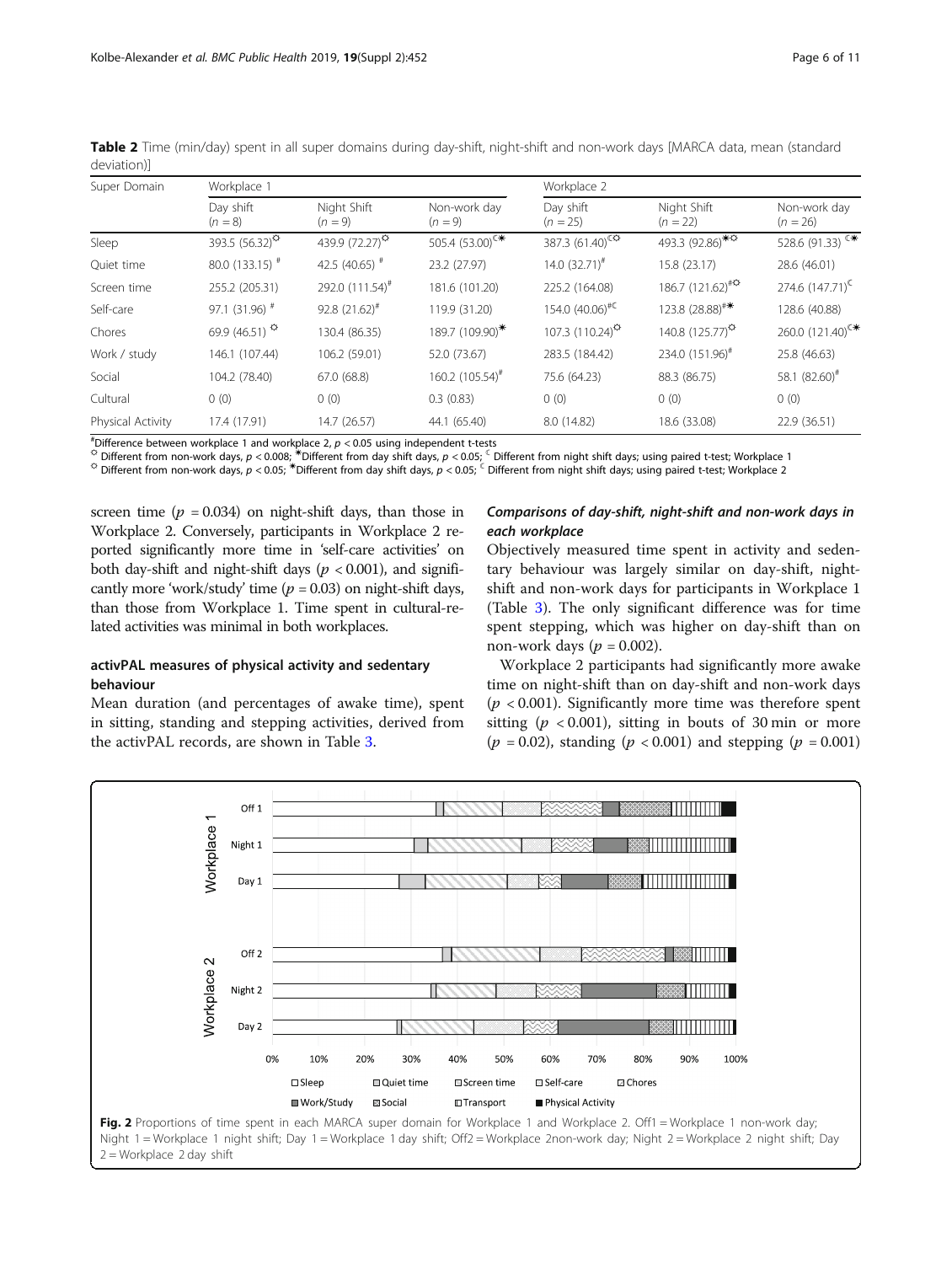**Table 2** Time (min/day) spent in all super domains during day-shift, night-shift and non-work days [MARCA data, mean (standard deviation)]

| Super Domain | Workplace 1 | | | Workplace 2 | | |
|---|---|---|---|---|---|---|
| | Day shift ($n = 8$) | Night Shift ($n = 9$) | Non-work day ($n = 9$) | Day shift ($n = 25$) | Night Shift ($n = 22$) | Non-work day ($n = 26$) |
| Sleep | 393.5 (56.32)[☼] | 439.9 (72.27)[☼] | 505.4 (53.00)[C✱] | 387.3 (61.40)[C☼] | 493.3 (92.86)[✱☼] | 528.6 (91.33) [C✱] |
| Quiet time | 80.0 (133.15) [#] | 42.5 (40.65) [#] | 23.2 (27.97) | 14.0 (32.71)[#] | 15.8 (23.17) | 28.6 (46.01) |
| Screen time | 255.2 (205.31) | 292.0 (111.54)[#] | 181.6 (101.20) | 225.2 (164.08) | 186.7 (121.62)[#☼] | 274.6 (147.71)[C] |
| Self-care | 97.1 (31.96) [#] | 92.8 (21.62)[#] | 119.9 (31.20) | 154.0 (40.06)[#C] | 123.8 (28.88)[#✱] | 128.6 (40.88) |
| Chores | 69.9 (46.51) [☼] | 130.4 (86.35) | 189.7 (109.90)[✱] | 107.3 (110.24)[☼] | 140.8 (125.77)[☼] | 260.0 (121.40)[C✱] |
| Work / study | 146.1 (107.44) | 106.2 (59.01) | 52.0 (73.67) | 283.5 (184.42) | 234.0 (151.96)[#] | 25.8 (46.63) |
| Social | 104.2 (78.40) | 67.0 (68.8) | 160.2 (105.54)[#] | 75.6 (64.23) | 88.3 (86.75) | 58.1 (82.60)[#] |
| Cultural | 0 (0) | 0 (0) | 0.3 (0.83) | 0 (0) | 0 (0) | 0 (0) |
| Physical Activity | 17.4 (17.91) | 14.7 (26.57) | 44.1 (65.40) | 8.0 (14.82) | 18.6 (33.08) | 22.9 (36.51) |

[#]Difference between workplace 1 and workplace 2, $p < 0.05$ using independent t-tests
[☼] Different from non-work days, $p < 0.008$; [✱]Different from day shift days, $p < 0.05$; [C] Different from night shift days; using paired t-test; Workplace 1
[☼] Different from non-work days, $p < 0.05$; [✱]Different from day shift days, $p < 0.05$; [C] Different from night shift days; using paired t-test; Workplace 2

screen time ($p = 0.034$) on night-shift days, than those in Workplace 2. Conversely, participants in Workplace 2 reported significantly more time in 'self-care activities' on both day-shift and night-shift days ($p < 0.001$), and significantly more 'work/study' time ($p = 0.03$) on night-shift days, than those from Workplace 1. Time spent in cultural-related activities was minimal in both workplaces.

### activPAL measures of physical activity and sedentary behaviour

Mean duration (and percentages of awake time), spent in sitting, standing and stepping activities, derived from the activPAL records, are shown in Table 3.

### Comparisons of day-shift, night-shift and non-work days in each workplace

Objectively measured time spent in activity and sedentary behaviour was largely similar on day-shift, night-shift and non-work days for participants in Workplace 1 (Table 3). The only significant difference was for time spent stepping, which was higher on day-shift than on non-work days ($p = 0.002$).

Workplace 2 participants had significantly more awake time on night-shift than on day-shift and non-work days ($p < 0.001$). Significantly more time was therefore spent sitting ($p < 0.001$), sitting in bouts of 30 min or more ($p = 0.02$), standing ($p < 0.001$) and stepping ($p = 0.001$)

**Fig. 2** Proportions of time spent in each MARCA super domain for Workplace 1 and Workplace 2. Off1 = Workplace 1 non-work day; Night 1 = Workplace 1 night shift; Day 1 = Workplace 1 day shift; Off2 = Workplace 2non-work day; Night 2 = Workplace 2 night shift; Day 2 = Workplace 2 day shift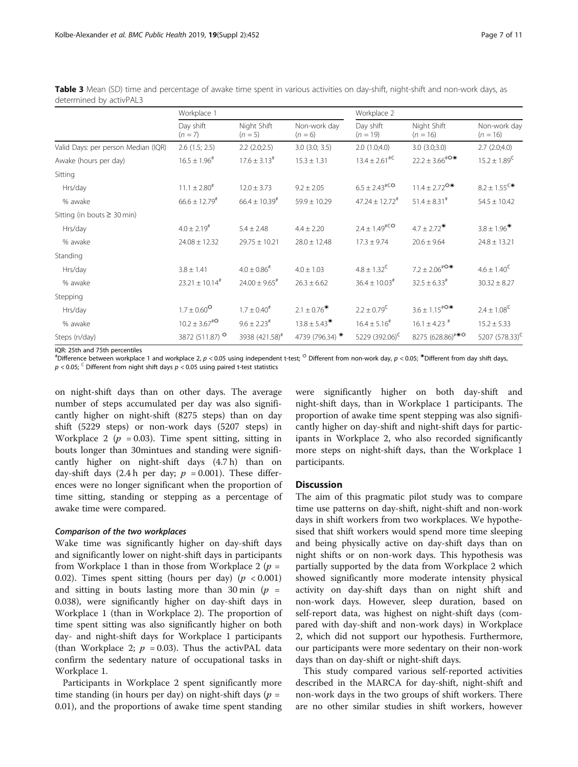**Table 3** Mean (SD) time and percentage of awake time spent in various activities on day-shift, night-shift and non-work days, as determined by activPAL3

| | Workplace 1 | | | Workplace 2 | | |
|---|---|---|---|---|---|---|
| | Day shift ($n = 7$) | Night Shift ($n = 5$) | Non-work day ($n = 6$) | Day shift ($n = 19$) | Night Shift ($n = 16$) | Non-work day ($n = 16$) |
| Valid Days: per person Median (IQR) | 2.6 (1.5; 2.5) | 2.2 (2.0;2.5) | 3.0 (3.0; 3.5) | 2.0 (1.0;4.0) | 3.0 (3.0;3.0) | 2.7 (2.0;4.0) |
| Awake (hours per day) | 16.5 ± 1.96[#] | 17.6 ± 3.13[#] | 15.3 ± 1.31 | 13.4 ± 2.61[#C] | 22.2 ± 3.66[#☼*] | 15.2 ± 1.89[C] |
| Sitting | | | | | | |
| Hrs/day | 11.1 ± 2.80[#] | 12.0 ± 3.73 | 9.2 ± 2.05 | 6.5 ± 2.43[#C☼] | 11.4 ± 2.72[☼*] | 8.2 ± 1.55[C*] |
| % awake | 66.6 ± 12.79[#] | 66.4 ± 10.39[#] | 59.9 ± 10.29 | 47.24 ± 12.72[#] | 51.4 ± 8.31[#] | 54.5 ± 10.42 |
| Sitting (in bouts ≥ 30 min) | | | | | | |
| Hrs/day | 4.0 ± 2.19[#] | 5.4 ± 2.48 | 4.4 ± 2.20 | 2.4 ± 1.49[#C☼] | 4.7 ± 2.72[*] | 3.8 ± 1.96[*] |
| % awake | 24.08 ± 12.32 | 29.75 ± 10.21 | 28.0 ± 12.48 | 17.3 ± 9.74 | 20.6 ± 9.64 | 24.8 ± 13.21 |
| Standing | | | | | | |
| Hrs/day | 3.8 ± 1.41 | 4.0 ± 0.86[#] | 4.0 ± 1.03 | 4.8 ± 1.32[C] | 7.2 ± 2.06[#☼*] | 4.6 ± 1.40[C] |
| % awake | 23.21 ± 10.14[#] | 24.00 ± 9.65[#] | 26.3 ± 6.62 | 36.4 ± 10.03[#] | 32.5 ± 6.33[#] | 30.32 ± 8.27 |
| Stepping | | | | | | |
| Hrs/day | 1.7 ± 0.60[☼] | 1.7 ± 0.40[#] | 2.1 ± 0.76[*] | 2.2 ± 0.79[C] | 3.6 ± 1.15[#☼*] | 2.4 ± 1.08[C] |
| % awake | 10.2 ± 3.67[#☼] | 9.6 ± 2.23[#] | 13.8 ± 5.43[*] | 16.4 ± 5.16[#] | 16.1 ± 4.23 [#] | 15.2 ± 5.33 |
| Steps (n/day) | 3872 (511.87) [☼] | 3938 (421.58)[#] | 4739 (796.34) [*] | 5229 (392.06)[C] | 8275 (628.86)[#*☼] | 5207 (578.33)[C] |

IQR: 25th and 75th percentiles

[#]Difference between workplace 1 and workplace 2, $p < 0.05$ using independent t-test; [☼] Different from non-work day, $p < 0.05$; [*]Different from day shift days, $p < 0.05$; [C] Different from night shift days $p < 0.05$ using paired t-test statistics

on night-shift days than on other days. The average number of steps accumulated per day was also significantly higher on night-shift (8275 steps) than on day shift (5229 steps) or non-work days (5207 steps) in Workplace 2 ($p = 0.03$). Time spent sitting, sitting in bouts longer than 30mintues and standing were significantly higher on night-shift days (4.7 h) than on day-shift days (2.4 h per day; $p = 0.001$). These differences were no longer significant when the proportion of time sitting, standing or stepping as a percentage of awake time were compared.

#### *Comparison of the two workplaces*

Wake time was significantly higher on day-shift days and significantly lower on night-shift days in participants from Workplace 1 than in those from Workplace 2 ($p = 0.02$). Times spent sitting (hours per day) ($p < 0.001$) and sitting in bouts lasting more than 30 min ($p = 0.038$), were significantly higher on day-shift days in Workplace 1 (than in Workplace 2). The proportion of time spent sitting was also significantly higher on both day- and night-shift days for Workplace 1 participants (than Workplace 2; $p = 0.03$). Thus the activPAL data confirm the sedentary nature of occupational tasks in Workplace 1.

Participants in Workplace 2 spent significantly more time standing (in hours per day) on night-shift days ($p = 0.01$), and the proportions of awake time spent standing were significantly higher on both day-shift and night-shift days, than in Workplace 1 participants. The proportion of awake time spent stepping was also significantly higher on day-shift and night-shift days for participants in Workplace 2, who also recorded significantly more steps on night-shift days, than the Workplace 1 participants.

## Discussion

The aim of this pragmatic pilot study was to compare time use patterns on day-shift, night-shift and non-work days in shift workers from two workplaces. We hypothesised that shift workers would spend more time sleeping and being physically active on day-shift days than on night shifts or on non-work days. This hypothesis was partially supported by the data from Workplace 2 which showed significantly more moderate intensity physical activity on day-shift days than on night shift and non-work days. However, sleep duration, based on self-report data, was highest on night-shift days (compared with day-shift and non-work days) in Workplace 2, which did not support our hypothesis. Furthermore, our participants were more sedentary on their non-work days than on day-shift or night-shift days.

This study compared various self-reported activities described in the MARCA for day-shift, night-shift and non-work days in the two groups of shift workers. There are no other similar studies in shift workers, however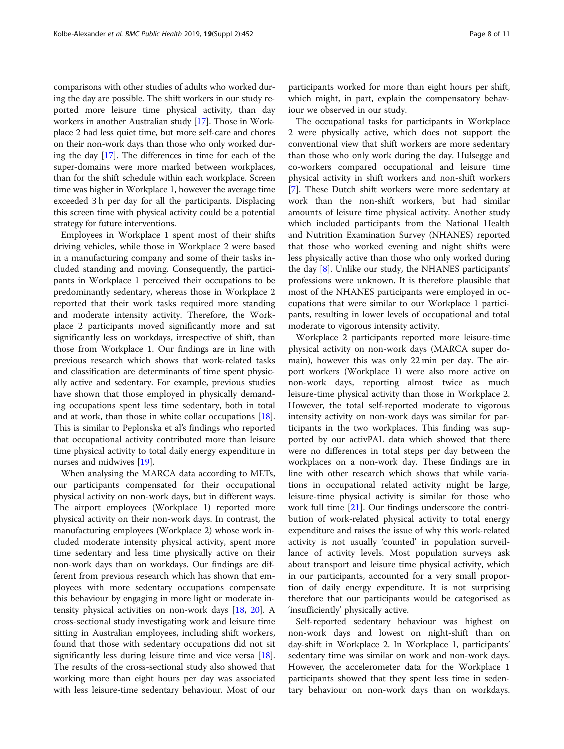comparisons with other studies of adults who worked during the day are possible. The shift workers in our study reported more leisure time physical activity, than day workers in another Australian study [17]. Those in Workplace 2 had less quiet time, but more self-care and chores on their non-work days than those who only worked during the day [17]. The differences in time for each of the super-domains were more marked between workplaces, than for the shift schedule within each workplace. Screen time was higher in Workplace 1, however the average time exceeded 3 h per day for all the participants. Displacing this screen time with physical activity could be a potential strategy for future interventions.

Employees in Workplace 1 spent most of their shifts driving vehicles, while those in Workplace 2 were based in a manufacturing company and some of their tasks included standing and moving. Consequently, the participants in Workplace 1 perceived their occupations to be predominantly sedentary, whereas those in Workplace 2 reported that their work tasks required more standing and moderate intensity activity. Therefore, the Workplace 2 participants moved significantly more and sat significantly less on workdays, irrespective of shift, than those from Workplace 1. Our findings are in line with previous research which shows that work-related tasks and classification are determinants of time spent physically active and sedentary. For example, previous studies have shown that those employed in physically demanding occupations spent less time sedentary, both in total and at work, than those in white collar occupations [18]. This is similar to Peplonska et al's findings who reported that occupational activity contributed more than leisure time physical activity to total daily energy expenditure in nurses and midwives [19].

When analysing the MARCA data according to METs, our participants compensated for their occupational physical activity on non-work days, but in different ways. The airport employees (Workplace 1) reported more physical activity on their non-work days. In contrast, the manufacturing employees (Workplace 2) whose work included moderate intensity physical activity, spent more time sedentary and less time physically active on their non-work days than on workdays. Our findings are different from previous research which has shown that employees with more sedentary occupations compensate this behaviour by engaging in more light or moderate intensity physical activities on non-work days [18, 20]. A cross-sectional study investigating work and leisure time sitting in Australian employees, including shift workers, found that those with sedentary occupations did not sit significantly less during leisure time and vice versa [18]. The results of the cross-sectional study also showed that working more than eight hours per day was associated with less leisure-time sedentary behaviour. Most of our participants worked for more than eight hours per shift, which might, in part, explain the compensatory behaviour we observed in our study.

The occupational tasks for participants in Workplace 2 were physically active, which does not support the conventional view that shift workers are more sedentary than those who only work during the day. Hulsegge and co-workers compared occupational and leisure time physical activity in shift workers and non-shift workers [7]. These Dutch shift workers were more sedentary at work than the non-shift workers, but had similar amounts of leisure time physical activity. Another study which included participants from the National Health and Nutrition Examination Survey (NHANES) reported that those who worked evening and night shifts were less physically active than those who only worked during the day [8]. Unlike our study, the NHANES participants' professions were unknown. It is therefore plausible that most of the NHANES participants were employed in occupations that were similar to our Workplace 1 participants, resulting in lower levels of occupational and total moderate to vigorous intensity activity.

Workplace 2 participants reported more leisure-time physical activity on non-work days (MARCA super domain), however this was only 22 min per day. The airport workers (Workplace 1) were also more active on non-work days, reporting almost twice as much leisure-time physical activity than those in Workplace 2. However, the total self-reported moderate to vigorous intensity activity on non-work days was similar for participants in the two workplaces. This finding was supported by our activPAL data which showed that there were no differences in total steps per day between the workplaces on a non-work day. These findings are in line with other research which shows that while variations in occupational related activity might be large, leisure-time physical activity is similar for those who work full time [21]. Our findings underscore the contribution of work-related physical activity to total energy expenditure and raises the issue of why this work-related activity is not usually 'counted' in population surveillance of activity levels. Most population surveys ask about transport and leisure time physical activity, which in our participants, accounted for a very small proportion of daily energy expenditure. It is not surprising therefore that our participants would be categorised as 'insufficiently' physically active.

Self-reported sedentary behaviour was highest on non-work days and lowest on night-shift than on day-shift in Workplace 2. In Workplace 1, participants' sedentary time was similar on work and non-work days. However, the accelerometer data for the Workplace 1 participants showed that they spent less time in sedentary behaviour on non-work days than on workdays.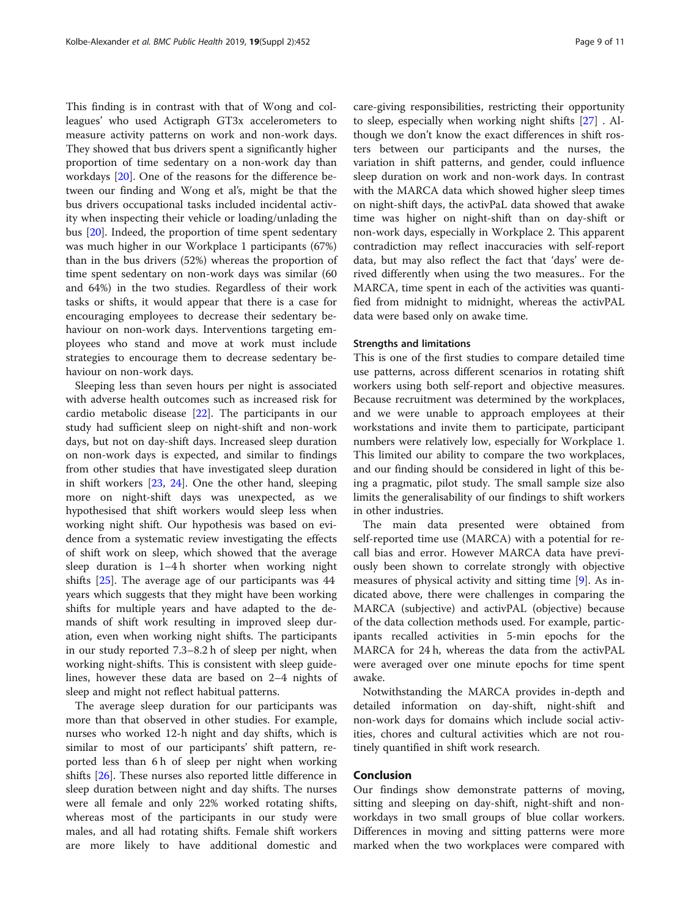This finding is in contrast with that of Wong and colleagues' who used Actigraph GT3x accelerometers to measure activity patterns on work and non-work days. They showed that bus drivers spent a significantly higher proportion of time sedentary on a non-work day than workdays [20]. One of the reasons for the difference between our finding and Wong et al's, might be that the bus drivers occupational tasks included incidental activity when inspecting their vehicle or loading/unlading the bus [20]. Indeed, the proportion of time spent sedentary was much higher in our Workplace 1 participants (67%) than in the bus drivers (52%) whereas the proportion of time spent sedentary on non-work days was similar (60 and 64%) in the two studies. Regardless of their work tasks or shifts, it would appear that there is a case for encouraging employees to decrease their sedentary behaviour on non-work days. Interventions targeting employees who stand and move at work must include strategies to encourage them to decrease sedentary behaviour on non-work days.

Sleeping less than seven hours per night is associated with adverse health outcomes such as increased risk for cardio metabolic disease [22]. The participants in our study had sufficient sleep on night-shift and non-work days, but not on day-shift days. Increased sleep duration on non-work days is expected, and similar to findings from other studies that have investigated sleep duration in shift workers [23, 24]. One the other hand, sleeping more on night-shift days was unexpected, as we hypothesised that shift workers would sleep less when working night shift. Our hypothesis was based on evidence from a systematic review investigating the effects of shift work on sleep, which showed that the average sleep duration is 1–4 h shorter when working night shifts [25]. The average age of our participants was 44 years which suggests that they might have been working shifts for multiple years and have adapted to the demands of shift work resulting in improved sleep duration, even when working night shifts. The participants in our study reported 7.3–8.2 h of sleep per night, when working night-shifts. This is consistent with sleep guidelines, however these data are based on 2–4 nights of sleep and might not reflect habitual patterns.

The average sleep duration for our participants was more than that observed in other studies. For example, nurses who worked 12-h night and day shifts, which is similar to most of our participants' shift pattern, reported less than 6 h of sleep per night when working shifts [26]. These nurses also reported little difference in sleep duration between night and day shifts. The nurses were all female and only 22% worked rotating shifts, whereas most of the participants in our study were males, and all had rotating shifts. Female shift workers are more likely to have additional domestic and care-giving responsibilities, restricting their opportunity to sleep, especially when working night shifts [27] . Although we don't know the exact differences in shift rosters between our participants and the nurses, the variation in shift patterns, and gender, could influence sleep duration on work and non-work days. In contrast with the MARCA data which showed higher sleep times on night-shift days, the activPaL data showed that awake time was higher on night-shift than on day-shift or non-work days, especially in Workplace 2. This apparent contradiction may reflect inaccuracies with self-report data, but may also reflect the fact that 'days' were derived differently when using the two measures.. For the MARCA, time spent in each of the activities was quantified from midnight to midnight, whereas the activPAL data were based only on awake time.

### Strengths and limitations

This is one of the first studies to compare detailed time use patterns, across different scenarios in rotating shift workers using both self-report and objective measures. Because recruitment was determined by the workplaces, and we were unable to approach employees at their workstations and invite them to participate, participant numbers were relatively low, especially for Workplace 1. This limited our ability to compare the two workplaces, and our finding should be considered in light of this being a pragmatic, pilot study. The small sample size also limits the generalisability of our findings to shift workers in other industries.

The main data presented were obtained from self-reported time use (MARCA) with a potential for recall bias and error. However MARCA data have previously been shown to correlate strongly with objective measures of physical activity and sitting time [9]. As indicated above, there were challenges in comparing the MARCA (subjective) and activPAL (objective) because of the data collection methods used. For example, participants recalled activities in 5-min epochs for the MARCA for 24 h, whereas the data from the activPAL were averaged over one minute epochs for time spent awake.

Notwithstanding the MARCA provides in-depth and detailed information on day-shift, night-shift and non-work days for domains which include social activities, chores and cultural activities which are not routinely quantified in shift work research.

## Conclusion

Our findings show demonstrate patterns of moving, sitting and sleeping on day-shift, night-shift and non-workdays in two small groups of blue collar workers. Differences in moving and sitting patterns were more marked when the two workplaces were compared with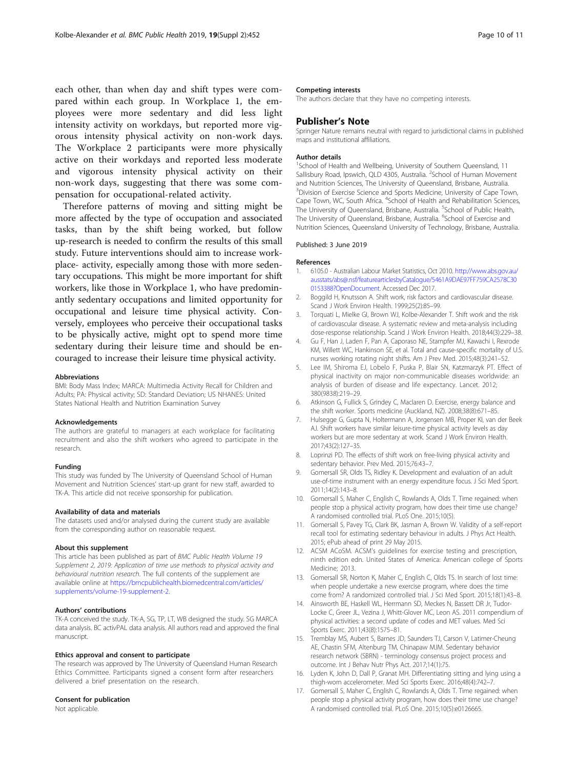each other, than when day and shift types were compared within each group. In Workplace 1, the employees were more sedentary and did less light intensity activity on workdays, but reported more vigorous intensity physical activity on non-work days. The Workplace 2 participants were more physically active on their workdays and reported less moderate and vigorous intensity physical activity on their non-work days, suggesting that there was some compensation for occupational-related activity.

Therefore patterns of moving and sitting might be more affected by the type of occupation and associated tasks, than by the shift being worked, but follow up-research is needed to confirm the results of this small study. Future interventions should aim to increase workplace- activity, especially among those with more sedentary occupations. This might be more important for shift workers, like those in Workplace 1, who have predominantly sedentary occupations and limited opportunity for occupational and leisure time physical activity. Conversely, employees who perceive their occupational tasks to be physically active, might opt to spend more time sedentary during their leisure time and should be encouraged to increase their leisure time physical activity.

#### Abbreviations

BMI: Body Mass Index; MARCA: Multimedia Activity Recall for Children and Adults; PA: Physical activity; SD: Standard Deviation; US NHANES: United States National Health and Nutrition Examination Survey

#### Acknowledgements

The authors are grateful to managers at each workplace for facilitating recruitment and also the shift workers who agreed to participate in the research.

#### Funding

This study was funded by The University of Queensland School of Human Movement and Nutrition Sciences' start-up grant for new staff, awarded to TK-A. This article did not receive sponsorship for publication.

#### Availability of data and materials

The datasets used and/or analysed during the current study are available from the corresponding author on reasonable request.

#### About this supplement

This article has been published as part of *BMC Public Health Volume 19 Supplement 2, 2019: Application of time use methods to physical activity and behavioural nutrition research*. The full contents of the supplement are available online at https://bmcpublichealth.biomedcentral.com/articles/supplements/volume-19-supplement-2.

#### Authors' contributions

TK-A conceived the study. TK-A, SG, TP, LT, WB designed the study. SG MARCA data analysis. BC activPAL data analysis. All authors read and approved the final manuscript.

#### Ethics approval and consent to participate

The research was approved by The University of Queensland Human Research Ethics Committee. Participants signed a consent form after researchers delivered a brief presentation on the research.

#### Consent for publication

Not applicable.

#### Competing interests

The authors declare that they have no competing interests.

## Publisher's Note

Springer Nature remains neutral with regard to jurisdictional claims in published maps and institutional affiliations.

#### Author details

[1]School of Health and Wellbeing, University of Southern Queensland, 11 Sallisbury Road, Ipswich, QLD 4305, Australia. [2]School of Human Movement and Nutrition Sciences, The University of Queensland, Brisbane, Australia. [3]Division of Exercise Science and Sports Medicine, University of Cape Town, Cape Town, WC, South Africa. [4]School of Health and Rehabilitation Sciences, The University of Queensland, Brisbane, Australia. [5]School of Public Health, The University of Queensland, Brisbane, Australia. [6]School of Exercise and Nutrition Sciences, Queensland University of Technology, Brisbane, Australia.

Published: 3 June 2019

#### References

1. 6105.0 - Australian Labour Market Statistics, Oct 2010. http://www.abs.gov.au/ausstats/abs@.nsf/featurearticlesbyCatalogue/5461A9DAE97FF759CA2578C300153388?OpenDocument. Accessed Dec 2017.
2. Boggild H, Knutsson A. Shift work, risk factors and cardiovascular disease. Scand J Work Environ Health. 1999;25(2):85–99.
3. Torquati L, Mielke GI, Brown WJ, Kolbe-Alexander T. Shift work and the risk of cardiovascular disease. A systematic review and meta-analysis including dose-response relationship. Scand J Work Environ Health. 2018;44(3):229–38.
4. Gu F, Han J, Laden F, Pan A, Caporaso NE, Stampfer MJ, Kawachi I, Rexrode KM, Willett WC, Hankinson SE, et al. Total and cause-specific mortality of U.S. nurses working rotating night shifts. Am J Prev Med. 2015;48(3):241–52.
5. Lee IM, Shiroma EJ, Lobelo F, Puska P, Blair SN, Katzmarzyk PT. Effect of physical inactivity on major non-communicable diseases worldwide: an analysis of burden of disease and life expectancy. Lancet. 2012; 380(9838):219–29.
6. Atkinson G, Fullick S, Grindey C, Maclaren D. Exercise, energy balance and the shift worker. Sports medicine (Auckland, NZ). 2008;38(8):671–85.
7. Hulsegge G, Gupta N, Holtermann A, Jorgensen MB, Proper KI, van der Beek AJ. Shift workers have similar leisure-time physical activity levels as day workers but are more sedentary at work. Scand J Work Environ Health. 2017;43(2):127–35.
8. Loprinzi PD. The effects of shift work on free-living physical activity and sedentary behavior. Prev Med. 2015;76:43–7.
9. Gomersall SR, Olds TS, Ridley K. Development and evaluation of an adult use-of-time instrument with an energy expenditure focus. J Sci Med Sport. 2011;14(2):143–8.
10. Gomersall S, Maher C, English C, Rowlands A, Olds T. Time regained: when people stop a physical activity program, how does their time use change? A randomised controlled trial. PLoS One. 2015;10(5).
11. Gomersall S, Pavey TG, Clark BK, Jasman A, Brown W. Validity of a self-report recall tool for estimating sedentary behaviour in adults. J Phys Act Health. 2015; ePub ahead of print 29 May 2015.
12. ACSM ACoSM. ACSM's guidelines for exercise testing and prescription, ninth edition edn. United States of America: American college of Sports Medicine; 2013.
13. Gomersall SR, Norton K, Maher C, English C, Olds TS. In search of lost time: when people undertake a new exercise program, where does the time come from? A randomized controlled trial. J Sci Med Sport. 2015;18(1):43–8.
14. Ainsworth BE, Haskell WL, Herrmann SD, Meckes N, Bassett DR Jr, Tudor-Locke C, Greer JL, Vezina J, Whitt-Glover MC, Leon AS. 2011 compendium of physical activities: a second update of codes and MET values. Med Sci Sports Exerc. 2011;43(8):1575–81.
15. Tremblay MS, Aubert S, Barnes JD, Saunders TJ, Carson V, Latimer-Cheung AE, Chastin SFM, Altenburg TM, Chinapaw MJM. Sedentary behavior research network (SBRN) - terminology consensus project process and outcome. Int J Behav Nutr Phys Act. 2017;14(1):75.
16. Lyden K, John D, Dall P, Granat MH. Differentiating sitting and lying using a thigh-worn accelerometer. Med Sci Sports Exerc. 2016;48(4):742–7.
17. Gomersall S, Maher C, English C, Rowlands A, Olds T. Time regained: when people stop a physical activity program, how does their time use change? A randomised controlled trial. PLoS One. 2015;10(5):e0126665.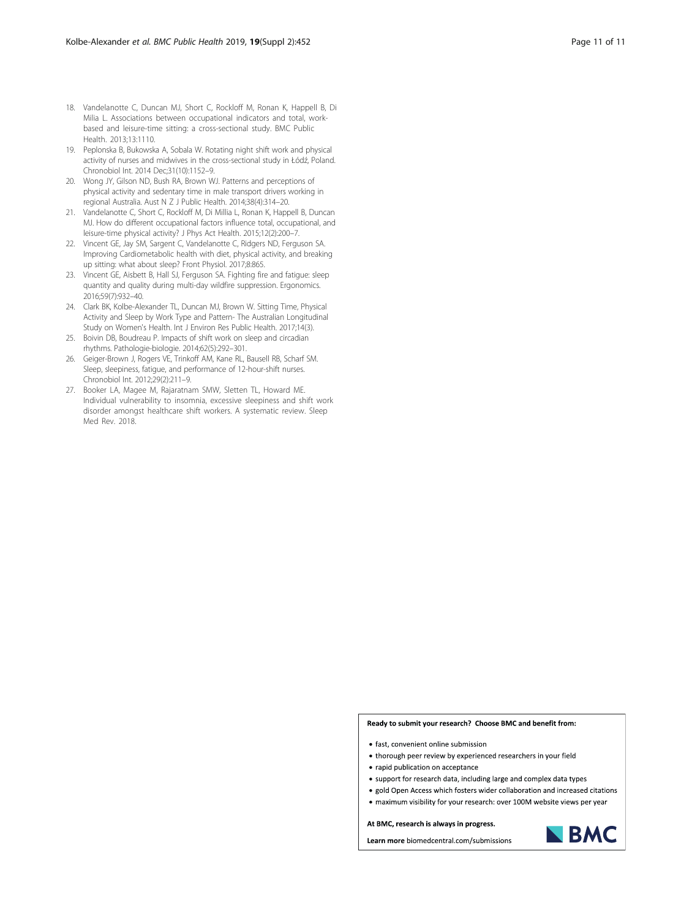18. Vandelanotte C, Duncan MJ, Short C, Rockloff M, Ronan K, Happell B, Di Milia L. Associations between occupational indicators and total, work-based and leisure-time sitting: a cross-sectional study. BMC Public Health. 2013;13:1110.
19. Peplonska B, Bukowska A, Sobala W. Rotating night shift work and physical activity of nurses and midwives in the cross-sectional study in Łódź, Poland. Chronobiol Int. 2014 Dec;31(10):1152–9.
20. Wong JY, Gilson ND, Bush RA, Brown WJ. Patterns and perceptions of physical activity and sedentary time in male transport drivers working in regional Australia. Aust N Z J Public Health. 2014;38(4):314–20.
21. Vandelanotte C, Short C, Rockloff M, Di Millia L, Ronan K, Happell B, Duncan MJ. How do different occupational factors influence total, occupational, and leisure-time physical activity? J Phys Act Health. 2015;12(2):200–7.
22. Vincent GE, Jay SM, Sargent C, Vandelanotte C, Ridgers ND, Ferguson SA. Improving Cardiometabolic health with diet, physical activity, and breaking up sitting: what about sleep? Front Physiol. 2017;8:865.
23. Vincent GE, Aisbett B, Hall SJ, Ferguson SA. Fighting fire and fatigue: sleep quantity and quality during multi-day wildfire suppression. Ergonomics. 2016;59(7):932–40.
24. Clark BK, Kolbe-Alexander TL, Duncan MJ, Brown W. Sitting Time, Physical Activity and Sleep by Work Type and Pattern- The Australian Longitudinal Study on Women's Health. Int J Environ Res Public Health. 2017;14(3).
25. Boivin DB, Boudreau P. Impacts of shift work on sleep and circadian rhythms. Pathologie-biologie. 2014;62(5):292–301.
26. Geiger-Brown J, Rogers VE, Trinkoff AM, Kane RL, Bausell RB, Scharf SM. Sleep, sleepiness, fatigue, and performance of 12-hour-shift nurses. Chronobiol Int. 2012;29(2):211–9.
27. Booker LA, Magee M, Rajaratnam SMW, Sletten TL, Howard ME. Individual vulnerability to insomnia, excessive sleepiness and shift work disorder amongst healthcare shift workers. A systematic review. Sleep Med Rev. 2018.

**Ready to submit your research? Choose BMC and benefit from:**

- fast, convenient online submission
- thorough peer review by experienced researchers in your field
- rapid publication on acceptance
- support for research data, including large and complex data types
- gold Open Access which fosters wider collaboration and increased citations
- maximum visibility for your research: over 100M website views per year

**At BMC, research is always in progress.**

**Learn more** biomedcentral.com/submissions

BMC